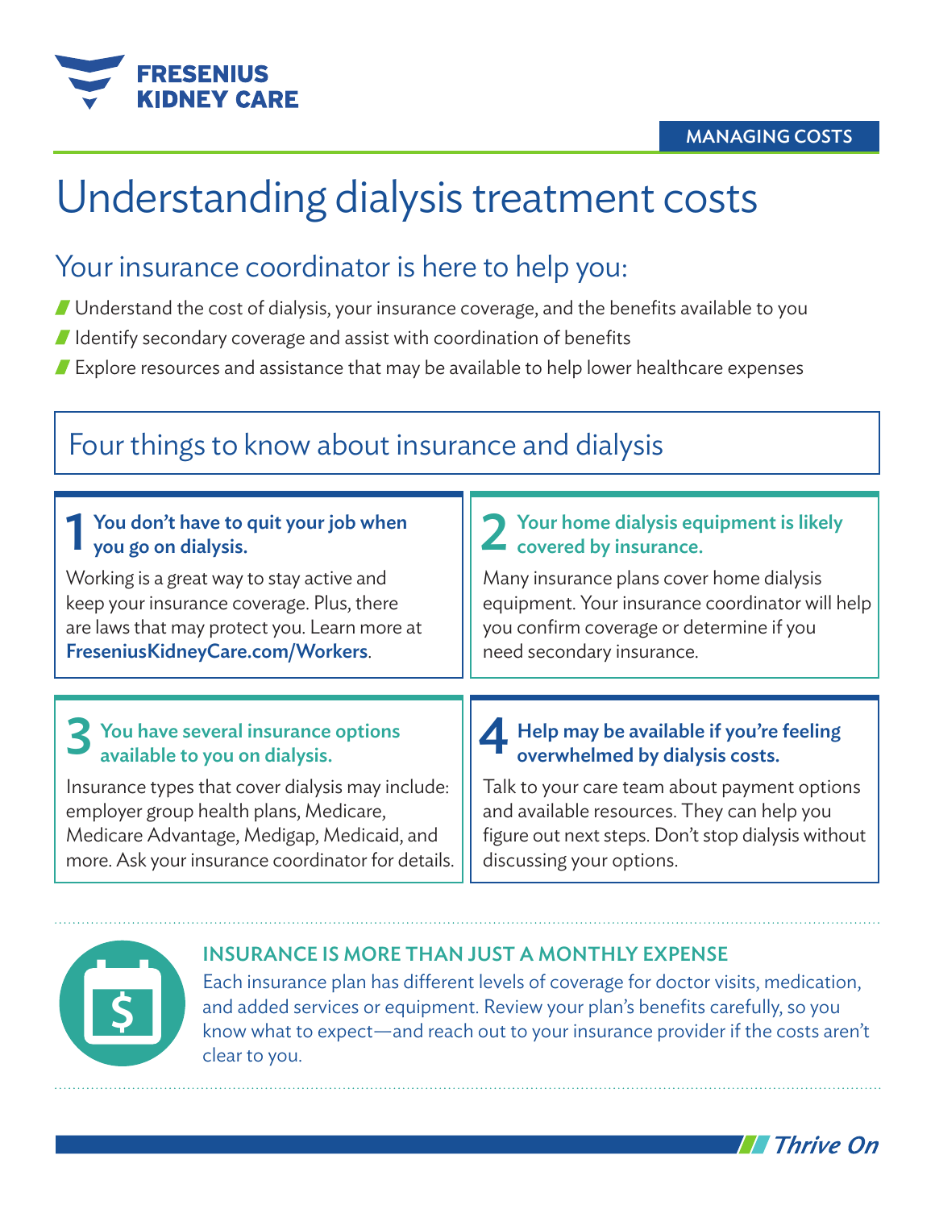FRESENIUS KIDNEY CARE

MANAGING COSTS

# Understanding dialysis treatment costs

## Your insurance coordinator is here to help you:

- Understand the cost of dialysis, your insurance coverage, and the benefits available to you
- Identify secondary coverage and assist with coordination of benefits
- Explore resources and assistance that may be available to help lower healthcare expenses

## Four things to know about insurance and dialysis

### 1 You don't have to quit your job when you go on dialysis.

Working is a great way to stay active and keep your insurance coverage. Plus, there are laws that may protect you. Learn more at **FreseniusKidneyCare.com/Workers**.

### 2 Your home dialysis equipment is likely covered by insurance.

Many insurance plans cover home dialysis equipment. Your insurance coordinator will help you confirm coverage or determine if you need secondary insurance.

### 3 You have several insurance options available to you on dialysis.

Insurance types that cover dialysis may include: employer group health plans, Medicare, Medicare Advantage, Medigap, Medicaid, and more. Ask your insurance coordinator for details.

### 4 Help may be available if you're feeling overwhelmed by dialysis costs.

Talk to your care team about payment options and available resources. They can help you figure out next steps. Don't stop dialysis without discussing your options.

### INSURANCE IS MORE THAN JUST A MONTHLY EXPENSE

Each insurance plan has different levels of coverage for doctor visits, medication, and added services or equipment. Review your plan's benefits carefully, so you know what to expect—and reach out to your insurance provider if the costs aren't clear to you.

*Thrive On*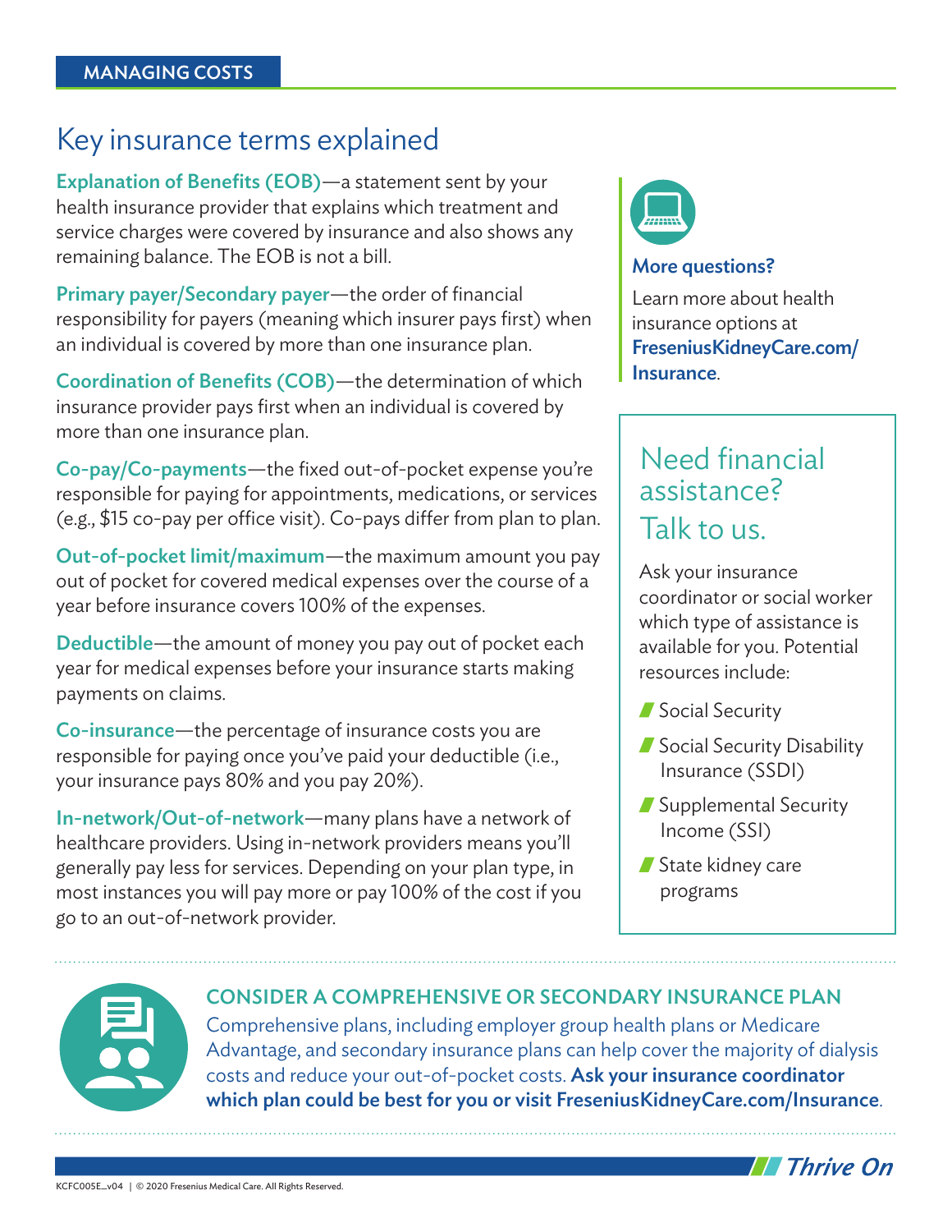MANAGING COSTS

# Key insurance terms explained

**Explanation of Benefits (EOB)**—a statement sent by your health insurance provider that explains which treatment and service charges were covered by insurance and also shows any remaining balance. The EOB is not a bill.

**Primary payer/Secondary payer**—the order of financial responsibility for payers (meaning which insurer pays first) when an individual is covered by more than one insurance plan.

**Coordination of Benefits (COB)**—the determination of which insurance provider pays first when an individual is covered by more than one insurance plan.

**Co-pay/Co-payments**—the fixed out-of-pocket expense you're responsible for paying for appointments, medications, or services (e.g., $15 co-pay per office visit). Co-pays differ from plan to plan.

**Out-of-pocket limit/maximum**—the maximum amount you pay out of pocket for covered medical expenses over the course of a year before insurance covers 100% of the expenses.

**Deductible**—the amount of money you pay out of pocket each year for medical expenses before your insurance starts making payments on claims.

**Co-insurance**—the percentage of insurance costs you are responsible for paying once you've paid your deductible (i.e., your insurance pays 80% and you pay 20%).

**In-network/Out-of-network**—many plans have a network of healthcare providers. Using in-network providers means you'll generally pay less for services. Depending on your plan type, in most instances you will pay more or pay 100% of the cost if you go to an out-of-network provider.

**More questions?**

Learn more about health insurance options at **FreseniusKidneyCare.com/Insurance**.

## Need financial assistance? Talk to us.

Ask your insurance coordinator or social worker which type of assistance is available for you. Potential resources include:

- Social Security
- Social Security Disability Insurance (SSDI)
- Supplemental Security Income (SSI)
- State kidney care programs

### CONSIDER A COMPREHENSIVE OR SECONDARY INSURANCE PLAN

Comprehensive plans, including employer group health plans or Medicare Advantage, and secondary insurance plans can help cover the majority of dialysis costs and reduce your out-of-pocket costs. **Ask your insurance coordinator which plan could be best for you or visit FreseniusKidneyCare.com/Insurance**.

Thrive On

KCFC005E_v04 | © 2020 Fresenius Medical Care. All Rights Reserved.